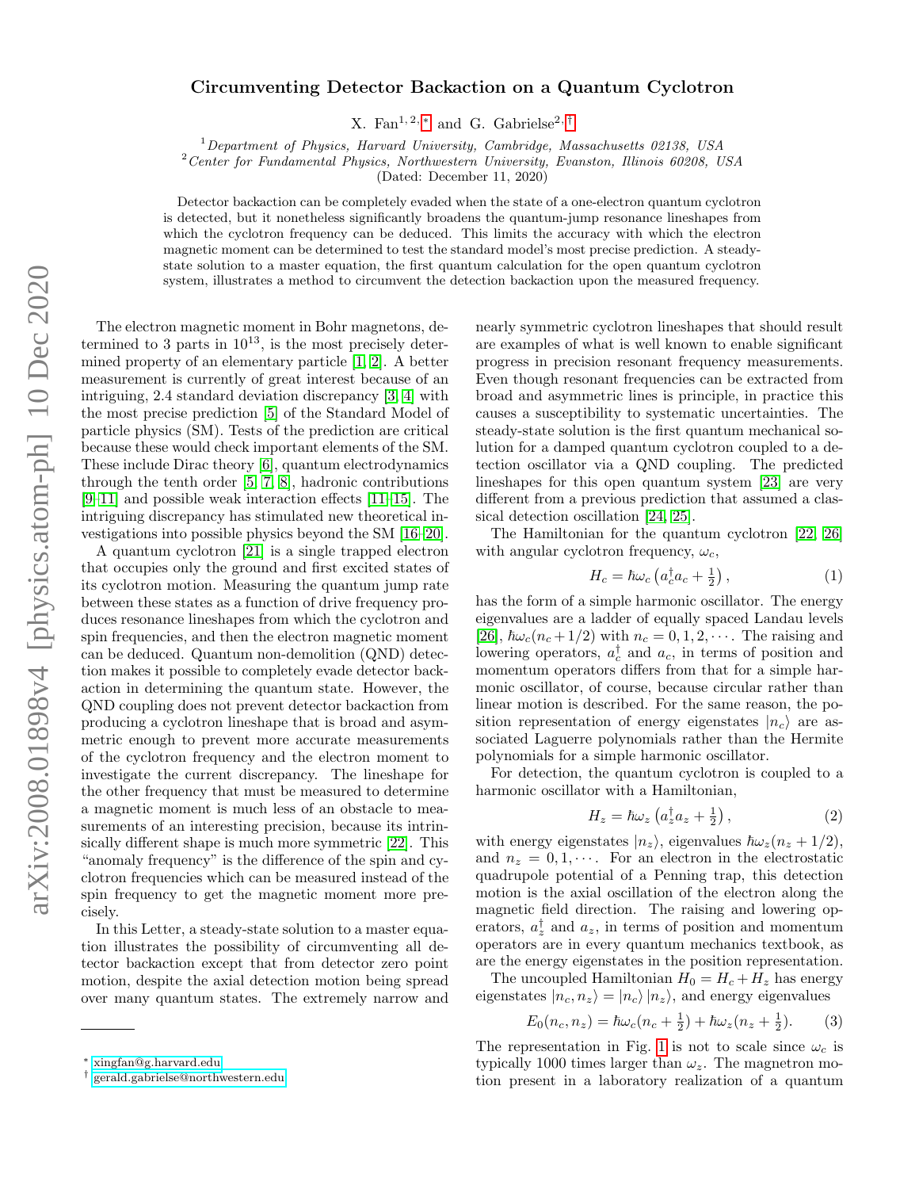# Circumventing Detector Backaction on a Quantum Cyclotron

X. Fan[1, 2, *] and G. Gabrielse[2, †]

[1] *Department of Physics, Harvard University, Cambridge, Massachusetts 02138, USA*
[2] *Center for Fundamental Physics, Northwestern University, Evanston, Illinois 60208, USA*

(Dated: December 11, 2020)

Detector backaction can be completely evaded when the state of a one-electron quantum cyclotron is detected, but it nonetheless significantly broadens the quantum-jump resonance lineshapes from which the cyclotron frequency can be deduced. This limits the accuracy with which the electron magnetic moment can be determined to test the standard model's most precise prediction. A steady-state solution to a master equation, the first quantum calculation for the open quantum cyclotron system, illustrates a method to circumvent the detection backaction upon the measured frequency.

The electron magnetic moment in Bohr magnetons, determined to 3 parts in $10^{13}$, is the most precisely determined property of an elementary particle [1, 2]. A better measurement is currently of great interest because of an intriguing, 2.4 standard deviation discrepancy [3, 4] with the most precise prediction [5] of the Standard Model of particle physics (SM). Tests of the prediction are critical because these would check important elements of the SM. These include Dirac theory [6], quantum electrodynamics through the tenth order [5, 7, 8], hadronic contributions [9–11] and possible weak interaction effects [11–15]. The intriguing discrepancy has stimulated new theoretical investigations into possible physics beyond the SM [16–20].

A quantum cyclotron [21] is a single trapped electron that occupies only the ground and first excited states of its cyclotron motion. Measuring the quantum jump rate between these states as a function of drive frequency produces resonance lineshapes from which the cyclotron and spin frequencies, and then the electron magnetic moment can be deduced. Quantum non-demolition (QND) detection makes it possible to completely evade detector backaction in determining the quantum state. However, the QND coupling does not prevent detector backaction from producing a cyclotron lineshape that is broad and asymmetric enough to prevent more accurate measurements of the cyclotron frequency and the electron moment to investigate the current discrepancy. The lineshape for the other frequency that must be measured to determine a magnetic moment is much less of an obstacle to measurements of an interesting precision, because its intrinsically different shape is much more symmetric [22]. This "anomaly frequency" is the difference of the spin and cyclotron frequencies which can be measured instead of the spin frequency to get the magnetic moment more precisely.

In this Letter, a steady-state solution to a master equation illustrates the possibility of circumventing all detector backaction except that from detector zero point motion, despite the axial detection motion being spread over many quantum states. The extremely narrow and nearly symmetric cyclotron lineshapes that should result are examples of what is well known to enable significant progress in precision resonant frequency measurements. Even though resonant frequencies can be extracted from broad and asymmetric lines is principle, in practice this causes a susceptibility to systematic uncertainties. The steady-state solution is the first quantum mechanical solution for a damped quantum cyclotron coupled to a detection oscillator via a QND coupling. The predicted lineshapes for this open quantum system [23] are very different from a previous prediction that assumed a classical detection oscillation [24, 25].

The Hamiltonian for the quantum cyclotron [22, 26] with angular cyclotron frequency, $\omega_c$,

$$H_c = \hbar\omega_c\left(a_c^\dagger a_c + \tfrac{1}{2}\right), \tag{1}$$

has the form of a simple harmonic oscillator. The energy eigenvalues are a ladder of equally spaced Landau levels [26], $\hbar\omega_c(n_c + 1/2)$ with $n_c = 0, 1, 2, \cdots$. The raising and lowering operators, $a_c^\dagger$ and $a_c$, in terms of position and momentum operators differs from that for a simple harmonic oscillator, of course, because circular rather than linear motion is described. For the same reason, the position representation of energy eigenstates $|n_c\rangle$ are associated Laguerre polynomials rather than the Hermite polynomials for a simple harmonic oscillator.

For detection, the quantum cyclotron is coupled to a harmonic oscillator with a Hamiltonian,

$$H_z = \hbar\omega_z\left(a_z^\dagger a_z + \tfrac{1}{2}\right), \tag{2}$$

with energy eigenstates $|n_z\rangle$, eigenvalues $\hbar\omega_z(n_z + 1/2)$, and $n_z = 0, 1, \cdots$. For an electron in the electrostatic quadrupole potential of a Penning trap, this detection motion is the axial oscillation of the electron along the magnetic field direction. The raising and lowering operators, $a_z^\dagger$ and $a_z$, in terms of position and momentum operators are in every quantum mechanics textbook, as are the energy eigenstates in the position representation.

The uncoupled Hamiltonian $H_0 = H_c + H_z$ has energy eigenstates $|n_c, n_z\rangle = |n_c\rangle\,|n_z\rangle$, and energy eigenvalues

$$E_0(n_c, n_z) = \hbar\omega_c(n_c + \tfrac{1}{2}) + \hbar\omega_z(n_z + \tfrac{1}{2}). \tag{3}$$

The representation in Fig. 1 is not to scale since $\omega_c$ is typically 1000 times larger than $\omega_z$. The magnetron motion present in a laboratory realization of a quantum

---

* xingfan@g.harvard.edu
† gerald.gabrielse@northwestern.edu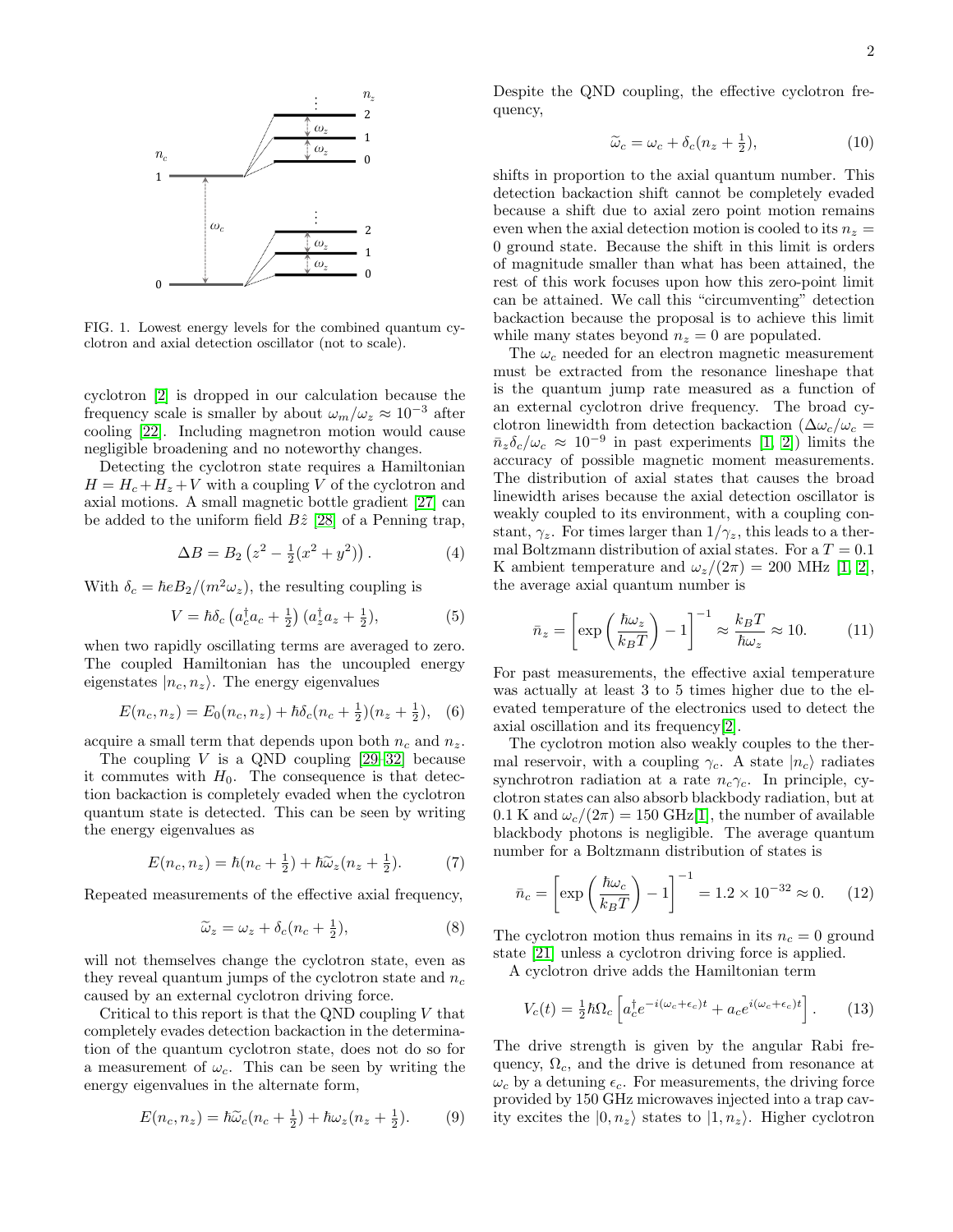FIG. 1. Lowest energy levels for the combined quantum cyclotron and axial detection oscillator (not to scale).

cyclotron [2] is dropped in our calculation because the frequency scale is smaller by about $\omega_m/\omega_z \approx 10^{-3}$ after cooling [22]. Including magnetron motion would cause negligible broadening and no noteworthy changes.

Detecting the cyclotron state requires a Hamiltonian $H = H_c + H_z + V$ with a coupling $V$ of the cyclotron and axial motions. A small magnetic bottle gradient [27] can be added to the uniform field $B\hat{z}$ [28] of a Penning trap,

$$\Delta B = B_2 \left(z^2 - \tfrac{1}{2}(x^2 + y^2)\right). \tag{4}$$

With $\delta_c = \hbar e B_2/(m^2\omega_z)$, the resulting coupling is

$$V = \hbar\delta_c \left(a_c^\dagger a_c + \tfrac{1}{2}\right)\left(a_z^\dagger a_z + \tfrac{1}{2}\right), \tag{5}$$

when two rapidly oscillating terms are averaged to zero. The coupled Hamiltonian has the uncoupled energy eigenstates $|n_c, n_z\rangle$. The energy eigenvalues

$$E(n_c, n_z) = E_0(n_c, n_z) + \hbar\delta_c(n_c + \tfrac{1}{2})(n_z + \tfrac{1}{2}), \tag{6}$$

acquire a small term that depends upon both $n_c$ and $n_z$.

The coupling $V$ is a QND coupling [29–32] because it commutes with $H_0$. The consequence is that detection backaction is completely evaded when the cyclotron quantum state is detected. This can be seen by writing the energy eigenvalues as

$$E(n_c, n_z) = \hbar(n_c + \tfrac{1}{2}) + \hbar\widetilde{\omega}_z(n_z + \tfrac{1}{2}). \tag{7}$$

Repeated measurements of the effective axial frequency,

$$\widetilde{\omega}_z = \omega_z + \delta_c(n_c + \tfrac{1}{2}), \tag{8}$$

will not themselves change the cyclotron state, even as they reveal quantum jumps of the cyclotron state and $n_c$ caused by an external cyclotron driving force.

Critical to this report is that the QND coupling $V$ that completely evades detection backaction in the determination of the quantum cyclotron state, does not do so for a measurement of $\omega_c$. This can be seen by writing the energy eigenvalues in the alternate form,

$$E(n_c, n_z) = \hbar\widetilde{\omega}_c(n_c + \tfrac{1}{2}) + \hbar\omega_z(n_z + \tfrac{1}{2}). \tag{9}$$

Despite the QND coupling, the effective cyclotron frequency,

$$\widetilde{\omega}_c = \omega_c + \delta_c(n_z + \tfrac{1}{2}), \tag{10}$$

shifts in proportion to the axial quantum number. This detection backaction shift cannot be completely evaded because a shift due to axial zero point motion remains even when the axial detection motion is cooled to its $n_z = 0$ ground state. Because the shift in this limit is orders of magnitude smaller than what has been attained, the rest of this work focuses upon how this zero-point limit can be attained. We call this "circumventing" detection backaction because the proposal is to achieve this limit while many states beyond $n_z = 0$ are populated.

The $\omega_c$ needed for an electron magnetic measurement must be extracted from the resonance lineshape that is the quantum jump rate measured as a function of an external cyclotron drive frequency. The broad cyclotron linewidth from detection backaction ($\Delta\omega_c/\omega_c = \bar{n}_z\delta_c/\omega_c \approx 10^{-9}$ in past experiments [1, 2]) limits the accuracy of possible magnetic moment measurements. The distribution of axial states that causes the broad linewidth arises because the axial detection oscillator is weakly coupled to its environment, with a coupling constant, $\gamma_z$. For times larger than $1/\gamma_z$, this leads to a thermal Boltzmann distribution of axial states. For a $T = 0.1$ K ambient temperature and $\omega_z/(2\pi) = 200$ MHz [1, 2], the average axial quantum number is

$$\bar{n}_z = \left[\exp\left(\frac{\hbar\omega_z}{k_B T}\right) - 1\right]^{-1} \approx \frac{k_B T}{\hbar\omega_z} \approx 10. \tag{11}$$

For past measurements, the effective axial temperature was actually at least 3 to 5 times higher due to the elevated temperature of the electronics used to detect the axial oscillation and its frequency[2].

The cyclotron motion also weakly couples to the thermal reservoir, with a coupling $\gamma_c$. A state $|n_c\rangle$ radiates synchrotron radiation at a rate $n_c\gamma_c$. In principle, cyclotron states can also absorb blackbody radiation, but at 0.1 K and $\omega_c/(2\pi) = 150$ GHz[1], the number of available blackbody photons is negligible. The average quantum number for a Boltzmann distribution of states is

$$\bar{n}_c = \left[\exp\left(\frac{\hbar\omega_c}{k_B T}\right) - 1\right]^{-1} = 1.2 \times 10^{-32} \approx 0. \tag{12}$$

The cyclotron motion thus remains in its $n_c = 0$ ground state [21] unless a cyclotron driving force is applied.

A cyclotron drive adds the Hamiltonian term

$$V_c(t) = \tfrac{1}{2}\hbar\Omega_c\left[a_c^\dagger e^{-i(\omega_c+\epsilon_c)t} + a_c e^{i(\omega_c+\epsilon_c)t}\right]. \tag{13}$$

The drive strength is given by the angular Rabi frequency, $\Omega_c$, and the drive is detuned from resonance at $\omega_c$ by a detuning $\epsilon_c$. For measurements, the driving force provided by 150 GHz microwaves injected into a trap cavity excites the $|0, n_z\rangle$ states to $|1, n_z\rangle$. Higher cyclotron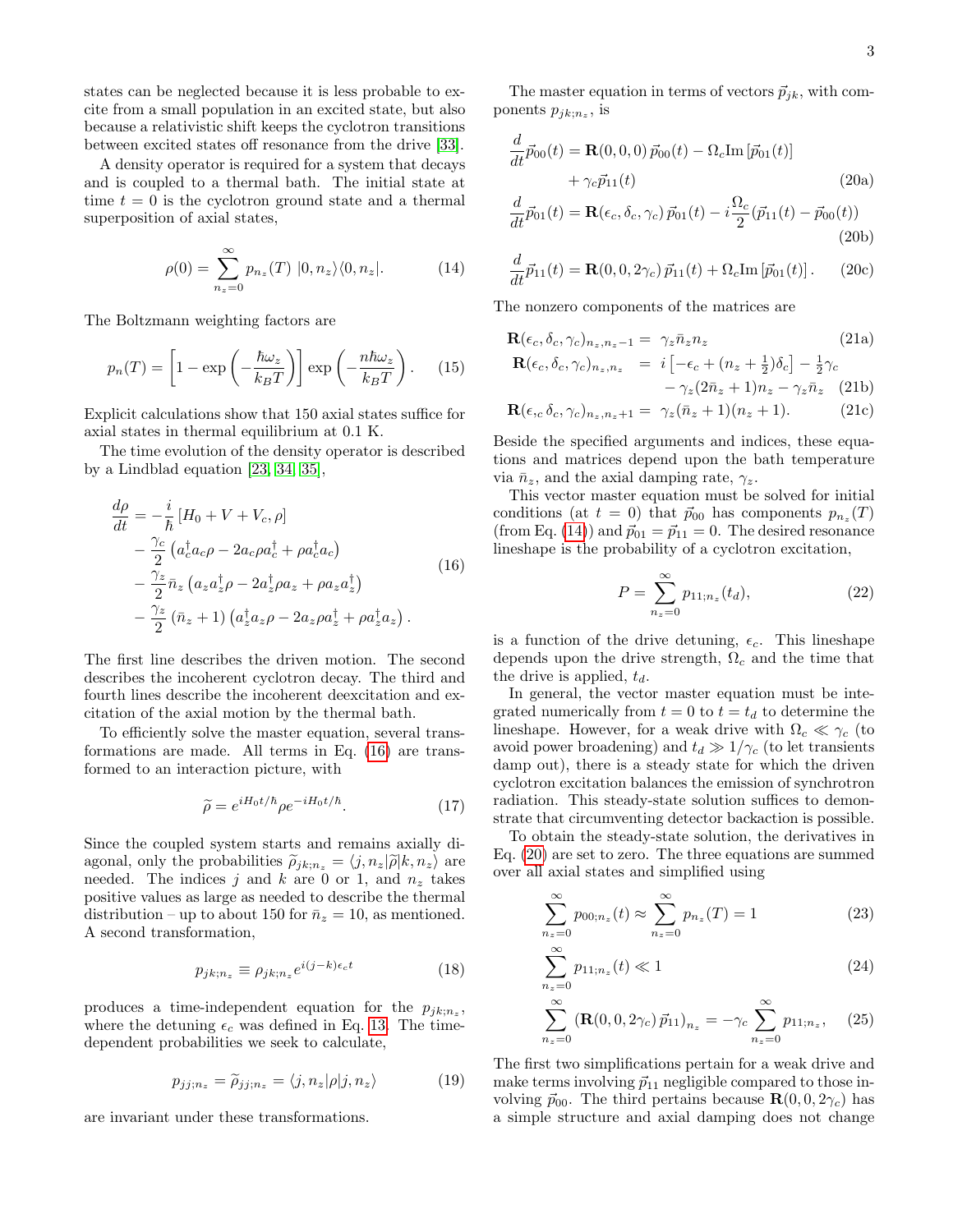states can be neglected because it is less probable to excite from a small population in an excited state, but also because a relativistic shift keeps the cyclotron transitions between excited states off resonance from the drive [33].

A density operator is required for a system that decays and is coupled to a thermal bath. The initial state at time $t = 0$ is the cyclotron ground state and a thermal superposition of axial states,

$$\rho(0) = \sum_{n_z=0}^{\infty} p_{n_z}(T)\ |0, n_z\rangle\langle 0, n_z|. \tag{14}$$

The Boltzmann weighting factors are

$$p_n(T) = \left[1 - \exp\left(-\frac{\hbar\omega_z}{k_B T}\right)\right] \exp\left(-\frac{n\hbar\omega_z}{k_B T}\right). \tag{15}$$

Explicit calculations show that 150 axial states suffice for axial states in thermal equilibrium at 0.1 K.

The time evolution of the density operator is described by a Lindblad equation [23, 34, 35],

$$\begin{aligned}
\frac{d\rho}{dt} &= -\frac{i}{\hbar}\left[H_0 + V + V_c, \rho\right] \\
&\quad - \frac{\gamma_c}{2}\left(a_c^\dagger a_c \rho - 2 a_c \rho a_c^\dagger + \rho a_c^\dagger a_c\right) \\
&\quad - \frac{\gamma_z}{2}\bar{n}_z\left(a_z a_z^\dagger \rho - 2 a_z^\dagger \rho a_z + \rho a_z a_z^\dagger\right) \\
&\quad - \frac{\gamma_z}{2}\left(\bar{n}_z + 1\right)\left(a_z^\dagger a_z \rho - 2 a_z \rho a_z^\dagger + \rho a_z^\dagger a_z\right).
\end{aligned} \tag{16}$$

The first line describes the driven motion. The second describes the incoherent cyclotron decay. The third and fourth lines describe the incoherent deexcitation and excitation of the axial motion by the thermal bath.

To efficiently solve the master equation, several transformations are made. All terms in Eq. (16) are transformed to an interaction picture, with

$$\widetilde{\rho} = e^{iH_0 t/\hbar} \rho e^{-iH_0 t/\hbar}. \tag{17}$$

Since the coupled system starts and remains axially diagonal, only the probabilities $\widetilde{\rho}_{jk;n_z} = \langle j, n_z|\widetilde{\rho}|k, n_z\rangle$ are needed. The indices $j$ and $k$ are 0 or 1, and $n_z$ takes positive values as large as needed to describe the thermal distribution – up to about 150 for $\bar{n}_z = 10$, as mentioned. A second transformation,

$$p_{jk;n_z} \equiv \rho_{jk;n_z} e^{i(j-k)\epsilon_c t} \tag{18}$$

produces a time-independent equation for the $p_{jk;n_z}$, where the detuning $\epsilon_c$ was defined in Eq. 13. The time-dependent probabilities we seek to calculate,

$$p_{jj;n_z} = \widetilde{\rho}_{jj;n_z} = \langle j, n_z|\rho|j, n_z\rangle \tag{19}$$

are invariant under these transformations.

The master equation in terms of vectors $\vec{p}_{jk}$, with components $p_{jk;n_z}$, is

$$\begin{aligned}
\frac{d}{dt}\vec{p}_{00}(t) &= \mathbf{R}(0,0,0)\,\vec{p}_{00}(t) - \Omega_c \mathrm{Im}\left[\vec{p}_{01}(t)\right] \\
&\quad + \gamma_c \vec{p}_{11}(t)
\end{aligned} \tag{20a}$$

$$\frac{d}{dt}\vec{p}_{01}(t) = \mathbf{R}(\epsilon_c, \delta_c, \gamma_c)\,\vec{p}_{01}(t) - i\frac{\Omega_c}{2}(\vec{p}_{11}(t) - \vec{p}_{00}(t)) \tag{20b}$$

$$\frac{d}{dt}\vec{p}_{11}(t) = \mathbf{R}(0,0,2\gamma_c)\,\vec{p}_{11}(t) + \Omega_c \mathrm{Im}\left[\vec{p}_{01}(t)\right]. \tag{20c}$$

The nonzero components of the matrices are

$$\mathbf{R}(\epsilon_c, \delta_c, \gamma_c)_{n_z, n_z-1} = \gamma_z \bar{n}_z n_z \tag{21a}$$

$$\begin{aligned}
\mathbf{R}(\epsilon_c, \delta_c, \gamma_c)_{n_z, n_z} &= i\left[-\epsilon_c + (n_z + \tfrac{1}{2})\delta_c\right] - \tfrac{1}{2}\gamma_c \\
&\quad - \gamma_z(2\bar{n}_z + 1)n_z - \gamma_z \bar{n}_z
\end{aligned} \tag{21b}$$

$$\mathbf{R}(\epsilon_{,c}\, \delta_c, \gamma_c)_{n_z, n_z+1} = \gamma_z(\bar{n}_z + 1)(n_z + 1). \tag{21c}$$

Beside the specified arguments and indices, these equations and matrices depend upon the bath temperature via $\bar{n}_z$, and the axial damping rate, $\gamma_z$.

This vector master equation must be solved for initial conditions (at $t = 0$) that $\vec{p}_{00}$ has components $p_{n_z}(T)$ (from Eq. (14)) and $\vec{p}_{01} = \vec{p}_{11} = 0$. The desired resonance lineshape is the probability of a cyclotron excitation,

$$P = \sum_{n_z=0}^{\infty} p_{11;n_z}(t_d), \tag{22}$$

is a function of the drive detuning, $\epsilon_c$. This lineshape depends upon the drive strength, $\Omega_c$ and the time that the drive is applied, $t_d$.

In general, the vector master equation must be integrated numerically from $t = 0$ to $t = t_d$ to determine the lineshape. However, for a weak drive with $\Omega_c \ll \gamma_c$ (to avoid power broadening) and $t_d \gg 1/\gamma_c$ (to let transients damp out), there is a steady state for which the driven cyclotron excitation balances the emission of synchrotron radiation. This steady-state solution suffices to demonstrate that circumventing detector backaction is possible.

To obtain the steady-state solution, the derivatives in Eq. (20) are set to zero. The three equations are summed over all axial states and simplified using

$$\sum_{n_z=0}^{\infty} p_{00;n_z}(t) \approx \sum_{n_z=0}^{\infty} p_{n_z}(T) = 1 \tag{23}$$

$$\sum_{n_z=0}^{\infty} p_{11;n_z}(t) \ll 1 \tag{24}$$

$$\sum_{n_z=0}^{\infty} \left(\mathbf{R}(0,0,2\gamma_c)\,\vec{p}_{11}\right)_{n_z} = -\gamma_c \sum_{n_z=0}^{\infty} p_{11;n_z}, \tag{25}$$

The first two simplifications pertain for a weak drive and make terms involving $\vec{p}_{11}$ negligible compared to those involving $\vec{p}_{00}$. The third pertains because $\mathbf{R}(0,0,2\gamma_c)$ has a simple structure and axial damping does not change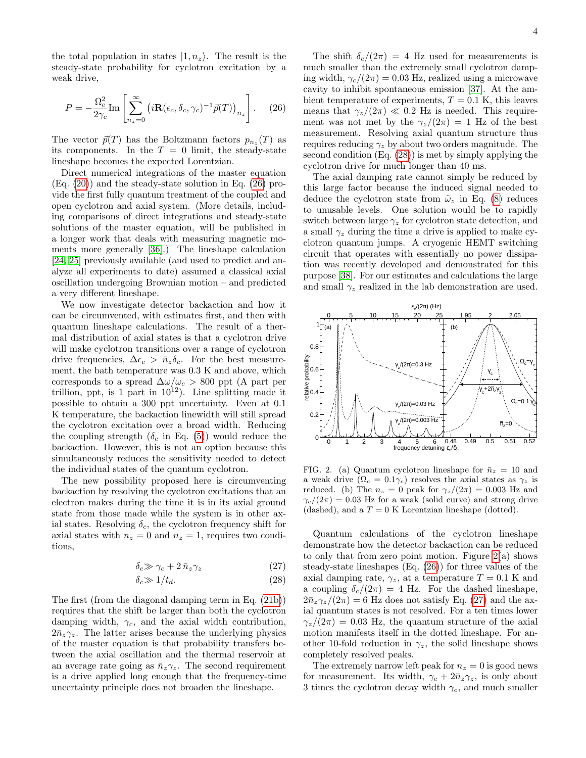the total population in states $|1, n_z\rangle$. The result is the steady-state probability for cyclotron excitation by a weak drive,

$$P = -\frac{\Omega_c^2}{2\gamma_c} \mathrm{Im}\left[\sum_{n_z=0}^{\infty} \left(i\mathbf{R}(\epsilon_c, \delta_c, \gamma_c)^{-1}\vec{p}(T)\right)_{n_z}\right]. \quad (26)$$

The vector $\vec{p}(T)$ has the Boltzmann factors $p_{n_z}(T)$ as its components. In the $T = 0$ limit, the steady-state lineshape becomes the expected Lorentzian.

Direct numerical integrations of the master equation (Eq. (20)) and the steady-state solution in Eq. (26) provide the first fully quantum treatment of the coupled and open cyclotron and axial system. (More details, including comparisons of direct integrations and steady-state solutions of the master equation, will be published in a longer work that deals with measuring magnetic moments more generally [36].) The lineshape calculation [24, 25] previously available (and used to predict and analyze all experiments to date) assumed a classical axial oscillation undergoing Brownian motion – and predicted a very different lineshape.

We now investigate detector backaction and how it can be circumvented, with estimates first, and then with quantum lineshape calculations. The result of a thermal distribution of axial states is that a cyclotron drive will make cyclotron transitions over a range of cyclotron drive frequencies, $\Delta\epsilon_c > \bar{n}_z\delta_c$. For the best measurement, the bath temperature was 0.3 K and above, which corresponds to a spread $\Delta\omega/\omega_c > 800$ ppt (A part per trillion, ppt, is 1 part in $10^{12}$). Line splitting made it possible to obtain a 300 ppt uncertainty. Even at 0.1 K temperature, the backaction linewidth will still spread the cyclotron excitation over a broad width. Reducing the coupling strength ($\delta_c$ in Eq. (5)) would reduce the backaction. However, this is not an option because this simultaneously reduces the sensitivity needed to detect the individual states of the quantum cyclotron.

The new possibility proposed here is circumventing backaction by resolving the cyclotron excitations that an electron makes during the time it is in its axial ground state from those made while the system is in other axial states. Resolving $\delta_c$, the cyclotron frequency shift for axial states with $n_z = 0$ and $n_z = 1$, requires two conditions,

$$\delta_c \gg \gamma_c + 2\,\bar{n}_z\gamma_z \quad (27)$$

$$\delta_c \gg 1/t_d. \quad (28)$$

The first (from the diagonal damping term in Eq. (21b)) requires that the shift be larger than both the cyclotron damping width, $\gamma_c$, and the axial width contribution, $2\bar{n}_z\gamma_z$. The latter arises because the underlying physics of the master equation is that probability transfers between the axial oscillation and the thermal reservoir at an average rate going as $\bar{n}_z\gamma_z$. The second requirement is a drive applied long enough that the frequency-time uncertainty principle does not broaden the lineshape.

The shift $\delta_c/(2\pi) = 4$ Hz used for measurements is much smaller than the extremely small cyclotron damping width, $\gamma_c/(2\pi) = 0.03$ Hz, realized using a microwave cavity to inhibit spontaneous emission [37]. At the ambient temperature of experiments, $T = 0.1$ K, this leaves means that $\gamma_z/(2\pi) \ll 0.2$ Hz is needed. This requirement was not met by the $\gamma_z/(2\pi) = 1$ Hz of the best measurement. Resolving axial quantum structure thus requires reducing $\gamma_z$ by about two orders magnitude. The second condition (Eq. (28)) is met by simply applying the cyclotron drive for much longer than 40 ms.

The axial damping rate cannot simply be reduced by this large factor because the induced signal needed to deduce the cyclotron state from $\tilde{\omega}_z$ in Eq. (8) reduces to unusable levels. One solution would be to rapidly switch between large $\gamma_z$ for cyclotron state detection, and a small $\gamma_z$ during the time a drive is applied to make cyclotron quantum jumps. A cryogenic HEMT switching circuit that operates with essentially no power dissipation was recently developed and demonstrated for this purpose [38]. For our estimates and calculations the large and small $\gamma_z$ realized in the lab demonstration are used.

FIG. 2. (a) Quantum cyclotron lineshape for $\bar{n}_z = 10$ and a weak drive ($\Omega_c = 0.1\gamma_c$) resolves the axial states as $\gamma_z$ is reduced. (b) The $n_z = 0$ peak for $\gamma_z/(2\pi) = 0.003$ Hz and $\gamma_c/(2\pi) = 0.03$ Hz for a weak (solid curve) and strong drive (dashed), and a $T = 0$ K Lorentzian lineshape (dotted).

Quantum calculations of the cyclotron lineshape demonstrate how the detector backaction can be reduced to only that from zero point motion. Figure 2(a) shows steady-state lineshapes (Eq. (26)) for three values of the axial damping rate, $\gamma_z$, at a temperature $T = 0.1$ K and a coupling $\delta_c/(2\pi) = 4$ Hz. For the dashed lineshape, $2\bar{n}_z\gamma_z/(2\pi) = 6$ Hz does not satisfy Eq. (27) and the axial quantum states is not resolved. For a ten times lower $\gamma_z/(2\pi) = 0.03$ Hz, the quantum structure of the axial motion manifests itself in the dotted lineshape. For another 10-fold reduction in $\gamma_z$, the solid lineshape shows completely resolved peaks.

The extremely narrow left peak for $n_z = 0$ is good news for measurement. Its width, $\gamma_c + 2\bar{n}_z\gamma_z$, is only about 3 times the cyclotron decay width $\gamma_c$, and much smaller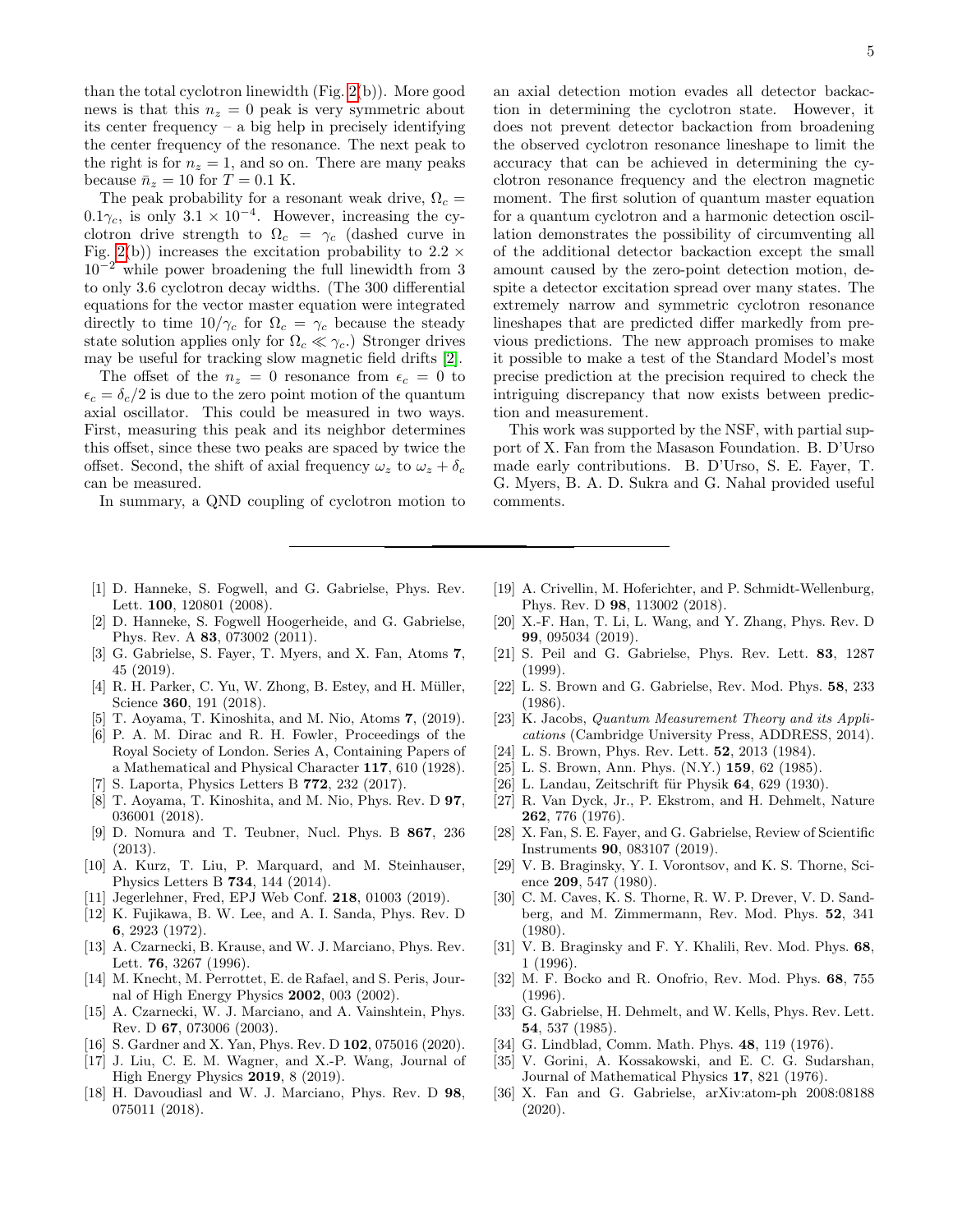than the total cyclotron linewidth (Fig. 2(b)). More good news is that this $n_z = 0$ peak is very symmetric about its center frequency – a big help in precisely identifying the center frequency of the resonance. The next peak to the right is for $n_z = 1$, and so on. There are many peaks because $\bar{n}_z = 10$ for $T = 0.1$ K.

The peak probability for a resonant weak drive, $\Omega_c = 0.1\gamma_c$, is only $3.1 \times 10^{-4}$. However, increasing the cyclotron drive strength to $\Omega_c = \gamma_c$ (dashed curve in Fig. 2(b)) increases the excitation probability to $2.2 \times 10^{-2}$ while power broadening the full linewidth from 3 to only 3.6 cyclotron decay widths. (The 300 differential equations for the vector master equation were integrated directly to time $10/\gamma_c$ for $\Omega_c = \gamma_c$ because the steady state solution applies only for $\Omega_c \ll \gamma_c$.) Stronger drives may be useful for tracking slow magnetic field drifts [2].

The offset of the $n_z = 0$ resonance from $\epsilon_c = 0$ to $\epsilon_c = \delta_c/2$ is due to the zero point motion of the quantum axial oscillator. This could be measured in two ways. First, measuring this peak and its neighbor determines this offset, since these two peaks are spaced by twice the offset. Second, the shift of axial frequency $\omega_z$ to $\omega_z + \delta_c$ can be measured.

In summary, a QND coupling of cyclotron motion to an axial detection motion evades all detector backaction in determining the cyclotron state. However, it does not prevent detector backaction from broadening the observed cyclotron resonance lineshape to limit the accuracy that can be achieved in determining the cyclotron resonance frequency and the electron magnetic moment. The first solution of quantum master equation for a quantum cyclotron and a harmonic detection oscillation demonstrates the possibility of circumventing all of the additional detector backaction except the small amount caused by the zero-point detection motion, despite a detector excitation spread over many states. The extremely narrow and symmetric cyclotron resonance lineshapes that are predicted differ markedly from previous predictions. The new approach promises to make it possible to make a test of the Standard Model's most precise prediction at the precision required to check the intriguing discrepancy that now exists between prediction and measurement.

This work was supported by the NSF, with partial support of X. Fan from the Masason Foundation. B. D'Urso made early contributions. B. D'Urso, S. E. Fayer, T. G. Myers, B. A. D. Sukra and G. Nahal provided useful comments.

---

[1] D. Hanneke, S. Fogwell, and G. Gabrielse, Phys. Rev. Lett. **100**, 120801 (2008).
[2] D. Hanneke, S. Fogwell Hoogerheide, and G. Gabrielse, Phys. Rev. A **83**, 073002 (2011).
[3] G. Gabrielse, S. Fayer, T. Myers, and X. Fan, Atoms **7**, 45 (2019).
[4] R. H. Parker, C. Yu, W. Zhong, B. Estey, and H. Müller, Science **360**, 191 (2018).
[5] T. Aoyama, T. Kinoshita, and M. Nio, Atoms **7**, (2019).
[6] P. A. M. Dirac and R. H. Fowler, Proceedings of the Royal Society of London. Series A, Containing Papers of a Mathematical and Physical Character **117**, 610 (1928).
[7] S. Laporta, Physics Letters B **772**, 232 (2017).
[8] T. Aoyama, T. Kinoshita, and M. Nio, Phys. Rev. D **97**, 036001 (2018).
[9] D. Nomura and T. Teubner, Nucl. Phys. B **867**, 236 (2013).
[10] A. Kurz, T. Liu, P. Marquard, and M. Steinhauser, Physics Letters B **734**, 144 (2014).
[11] Jegerlehner, Fred, EPJ Web Conf. **218**, 01003 (2019).
[12] K. Fujikawa, B. W. Lee, and A. I. Sanda, Phys. Rev. D **6**, 2923 (1972).
[13] A. Czarnecki, B. Krause, and W. J. Marciano, Phys. Rev. Lett. **76**, 3267 (1996).
[14] M. Knecht, M. Perrottet, E. de Rafael, and S. Peris, Journal of High Energy Physics **2002**, 003 (2002).
[15] A. Czarnecki, W. J. Marciano, and A. Vainshtein, Phys. Rev. D **67**, 073006 (2003).
[16] S. Gardner and X. Yan, Phys. Rev. D **102**, 075016 (2020).
[17] J. Liu, C. E. M. Wagner, and X.-P. Wang, Journal of High Energy Physics **2019**, 8 (2019).
[18] H. Davoudiasl and W. J. Marciano, Phys. Rev. D **98**, 075011 (2018).
[19] A. Crivellin, M. Hoferichter, and P. Schmidt-Wellenburg, Phys. Rev. D **98**, 113002 (2018).
[20] X.-F. Han, T. Li, L. Wang, and Y. Zhang, Phys. Rev. D **99**, 095034 (2019).
[21] S. Peil and G. Gabrielse, Phys. Rev. Lett. **83**, 1287 (1999).
[22] L. S. Brown and G. Gabrielse, Rev. Mod. Phys. **58**, 233 (1986).
[23] K. Jacobs, *Quantum Measurement Theory and its Applications* (Cambridge University Press, ADDRESS, 2014).
[24] L. S. Brown, Phys. Rev. Lett. **52**, 2013 (1984).
[25] L. S. Brown, Ann. Phys. (N.Y.) **159**, 62 (1985).
[26] L. Landau, Zeitschrift für Physik **64**, 629 (1930).
[27] R. Van Dyck, Jr., P. Ekstrom, and H. Dehmelt, Nature **262**, 776 (1976).
[28] X. Fan, S. E. Fayer, and G. Gabrielse, Review of Scientific Instruments **90**, 083107 (2019).
[29] V. B. Braginsky, Y. I. Vorontsov, and K. S. Thorne, Science **209**, 547 (1980).
[30] C. M. Caves, K. S. Thorne, R. W. P. Drever, V. D. Sandberg, and M. Zimmermann, Rev. Mod. Phys. **52**, 341 (1980).
[31] V. B. Braginsky and F. Y. Khalili, Rev. Mod. Phys. **68**, 1 (1996).
[32] M. F. Bocko and R. Onofrio, Rev. Mod. Phys. **68**, 755 (1996).
[33] G. Gabrielse, H. Dehmelt, and W. Kells, Phys. Rev. Lett. **54**, 537 (1985).
[34] G. Lindblad, Comm. Math. Phys. **48**, 119 (1976).
[35] V. Gorini, A. Kossakowski, and E. C. G. Sudarshan, Journal of Mathematical Physics **17**, 821 (1976).
[36] X. Fan and G. Gabrielse, arXiv:atom-ph 2008:08188 (2020).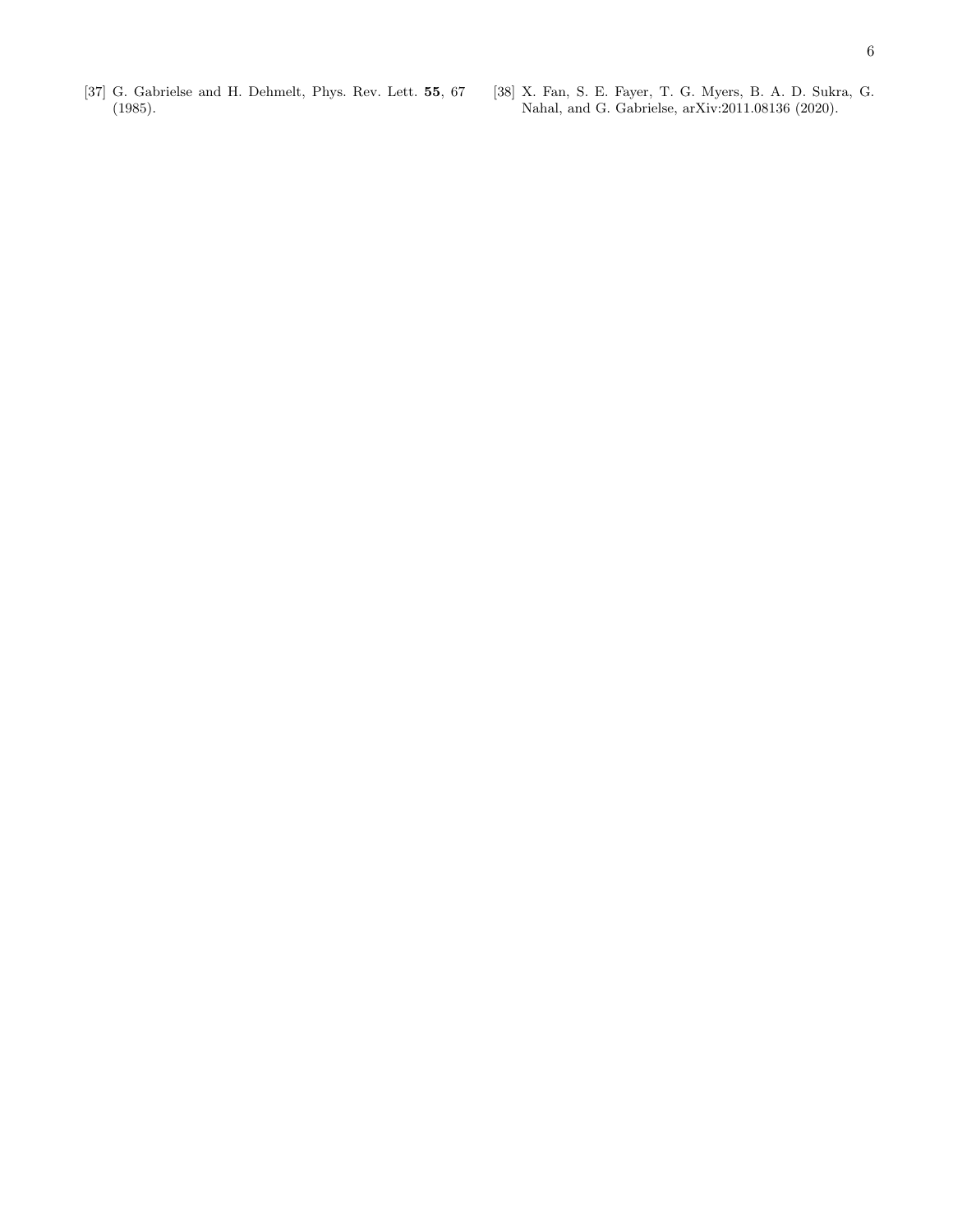[37] G. Gabrielse and H. Dehmelt, Phys. Rev. Lett. **55**, 67 (1985).

[38] X. Fan, S. E. Fayer, T. G. Myers, B. A. D. Sukra, G. Nahal, and G. Gabrielse, arXiv:2011.08136 (2020).